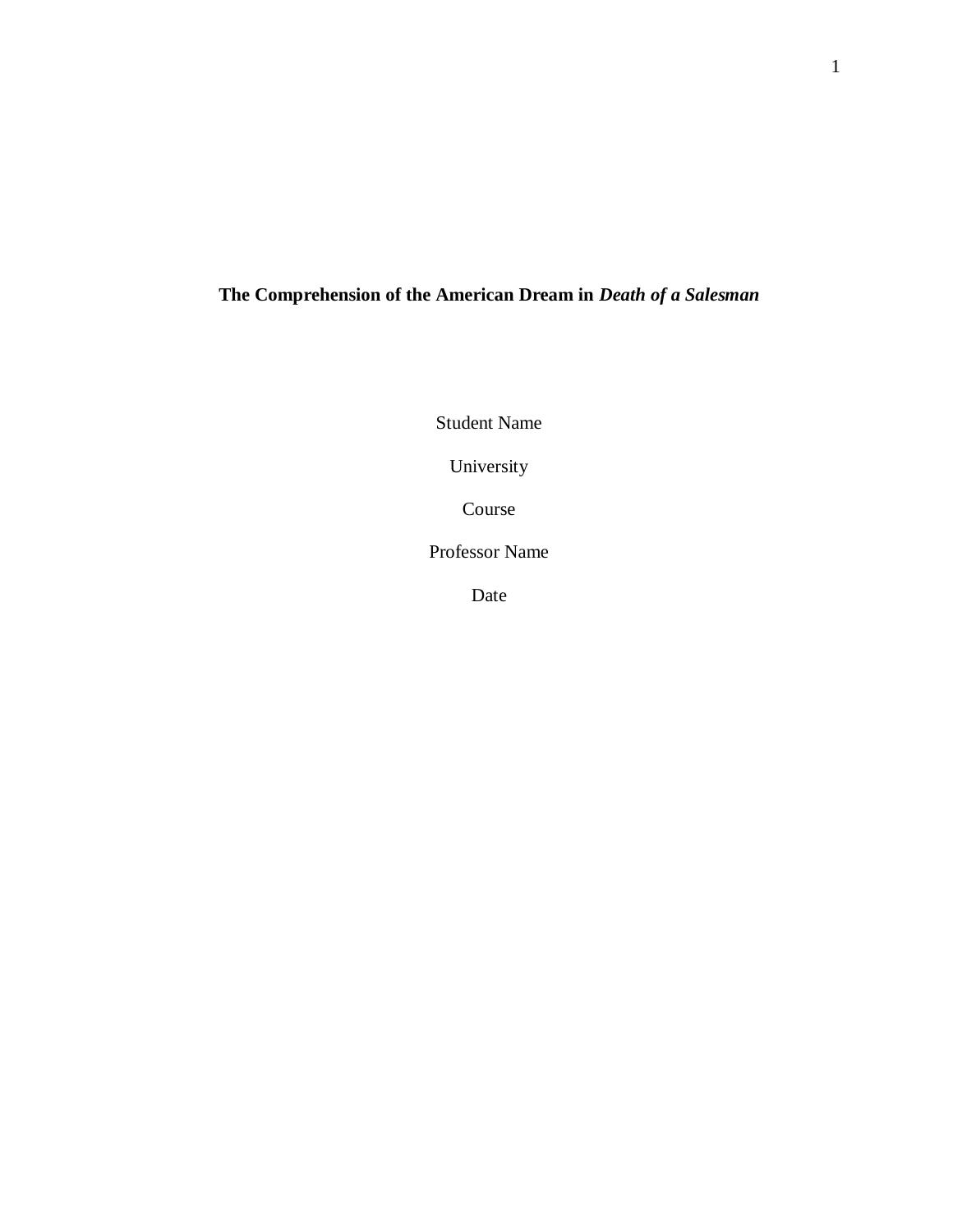# **The Comprehension of the American Dream in *Death of a Salesman***

Student Name

University

Course

Professor Name

Date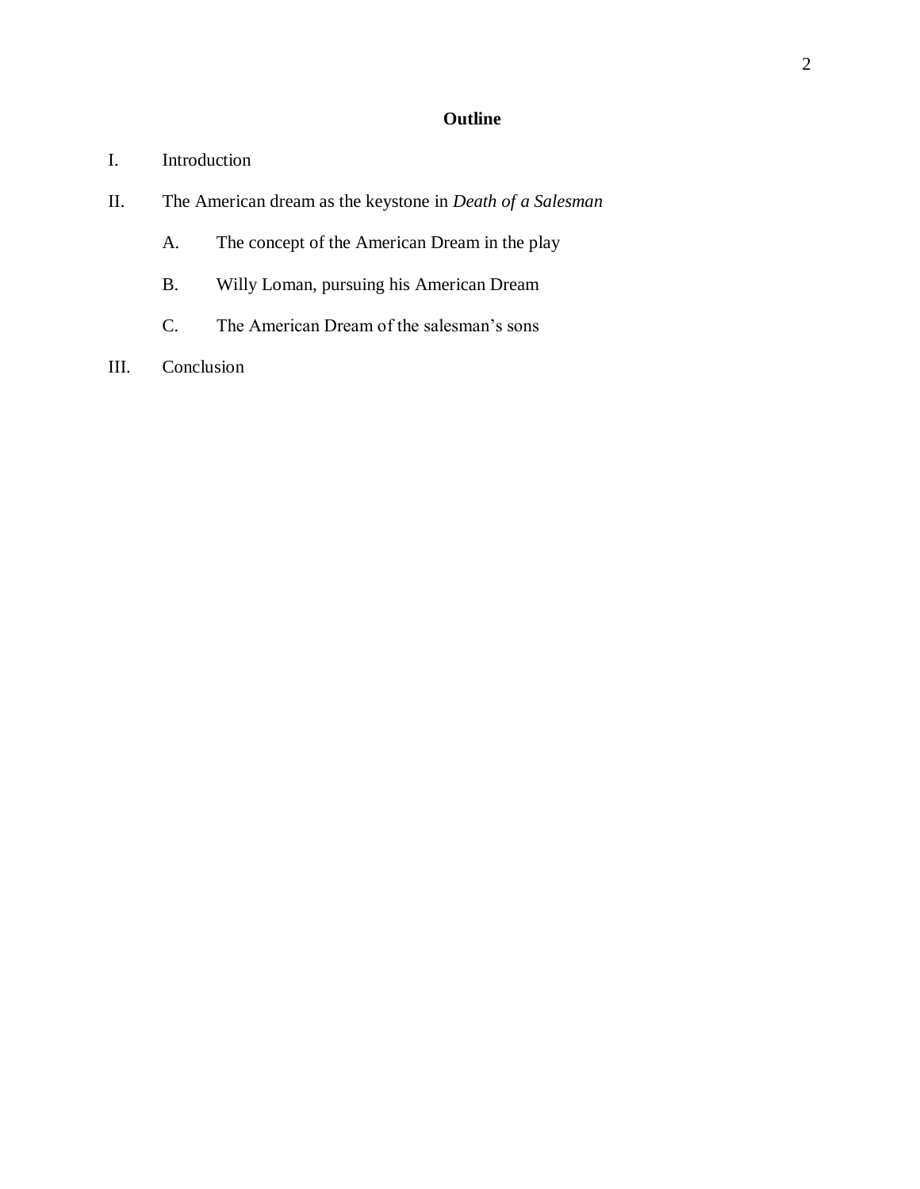# Outline

I. Introduction

II. The American dream as the keystone in *Death of a Salesman*

  A. The concept of the American Dream in the play

  B. Willy Loman, pursuing his American Dream

  C. The American Dream of the salesman's sons

III. Conclusion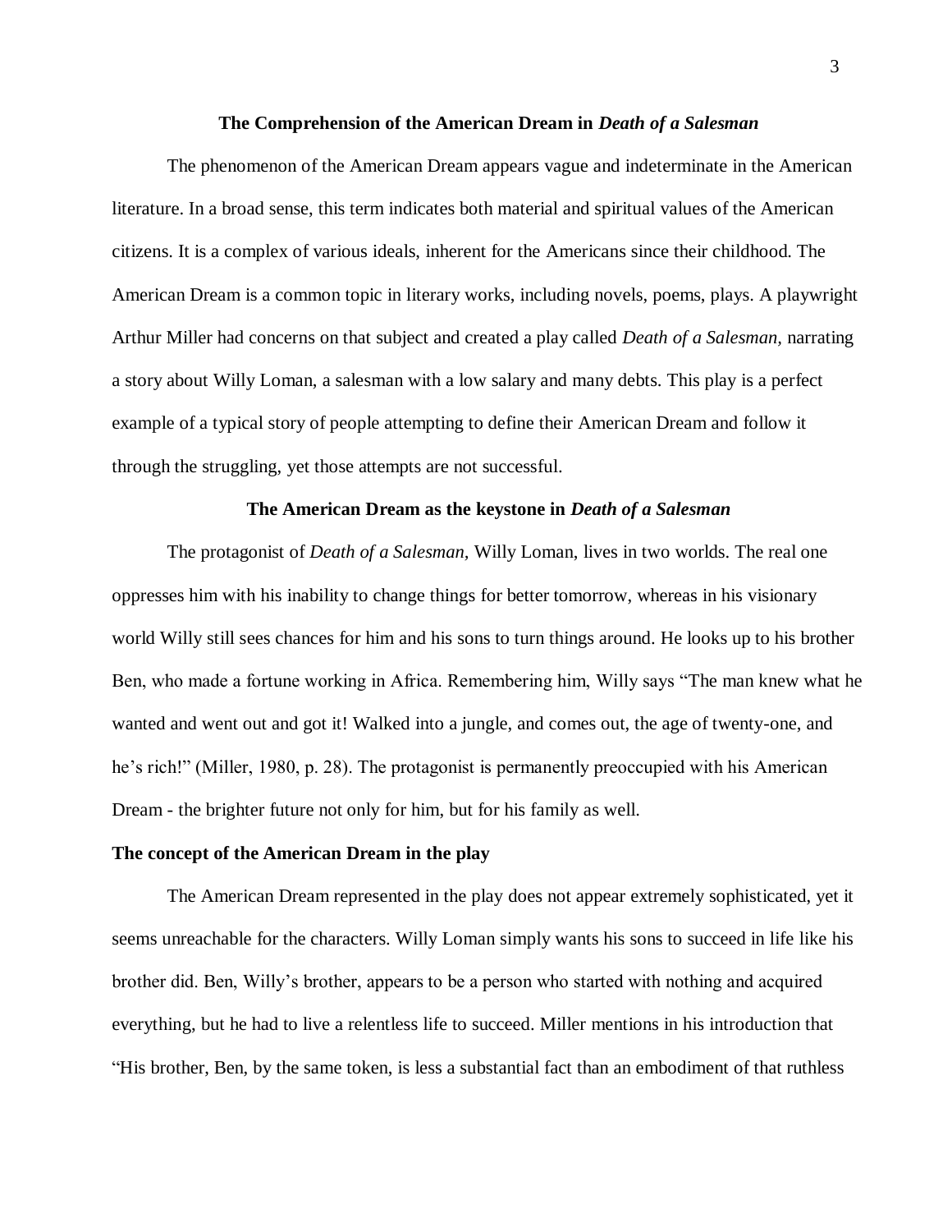## The Comprehension of the American Dream in *Death of a Salesman*

The phenomenon of the American Dream appears vague and indeterminate in the American literature. In a broad sense, this term indicates both material and spiritual values of the American citizens. It is a complex of various ideals, inherent for the Americans since their childhood. The American Dream is a common topic in literary works, including novels, poems, plays. A playwright Arthur Miller had concerns on that subject and created a play called *Death of a Salesman,* narrating a story about Willy Loman, a salesman with a low salary and many debts. This play is a perfect example of a typical story of people attempting to define their American Dream and follow it through the struggling, yet those attempts are not successful.

### The American Dream as the keystone in *Death of a Salesman*

The protagonist of *Death of a Salesman,* Willy Loman, lives in two worlds. The real one oppresses him with his inability to change things for better tomorrow, whereas in his visionary world Willy still sees chances for him and his sons to turn things around. He looks up to his brother Ben, who made a fortune working in Africa. Remembering him, Willy says "The man knew what he wanted and went out and got it! Walked into a jungle, and comes out, the age of twenty-one, and he's rich!" (Miller, 1980, p. 28). The protagonist is permanently preoccupied with his American Dream - the brighter future not only for him, but for his family as well.

#### The concept of the American Dream in the play

The American Dream represented in the play does not appear extremely sophisticated, yet it seems unreachable for the characters. Willy Loman simply wants his sons to succeed in life like his brother did. Ben, Willy's brother, appears to be a person who started with nothing and acquired everything, but he had to live a relentless life to succeed. Miller mentions in his introduction that "His brother, Ben, by the same token, is less a substantial fact than an embodiment of that ruthless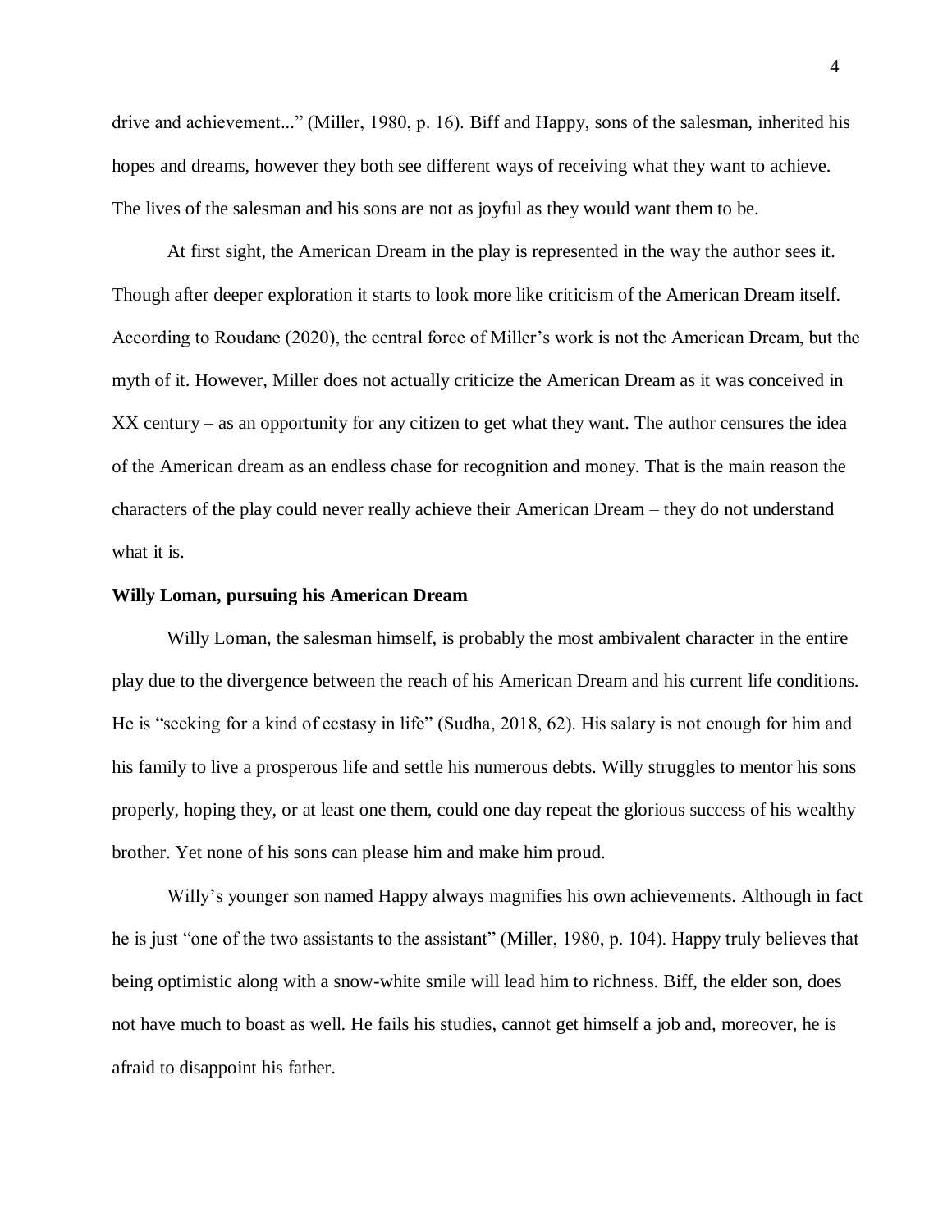drive and achievement..." (Miller, 1980, p. 16). Biff and Happy, sons of the salesman, inherited his hopes and dreams, however they both see different ways of receiving what they want to achieve. The lives of the salesman and his sons are not as joyful as they would want them to be.

At first sight, the American Dream in the play is represented in the way the author sees it. Though after deeper exploration it starts to look more like criticism of the American Dream itself. According to Roudane (2020), the central force of Miller's work is not the American Dream, but the myth of it. However, Miller does not actually criticize the American Dream as it was conceived in XX century – as an opportunity for any citizen to get what they want. The author censures the idea of the American dream as an endless chase for recognition and money. That is the main reason the characters of the play could never really achieve their American Dream – they do not understand what it is.

**Willy Loman, pursuing his American Dream**

Willy Loman, the salesman himself, is probably the most ambivalent character in the entire play due to the divergence between the reach of his American Dream and his current life conditions. He is "seeking for a kind of ecstasy in life" (Sudha, 2018, 62). His salary is not enough for him and his family to live a prosperous life and settle his numerous debts. Willy struggles to mentor his sons properly, hoping they, or at least one them, could one day repeat the glorious success of his wealthy brother. Yet none of his sons can please him and make him proud.

Willy's younger son named Happy always magnifies his own achievements. Although in fact he is just "one of the two assistants to the assistant" (Miller, 1980, p. 104). Happy truly believes that being optimistic along with a snow-white smile will lead him to richness. Biff, the elder son, does not have much to boast as well. He fails his studies, cannot get himself a job and, moreover, he is afraid to disappoint his father.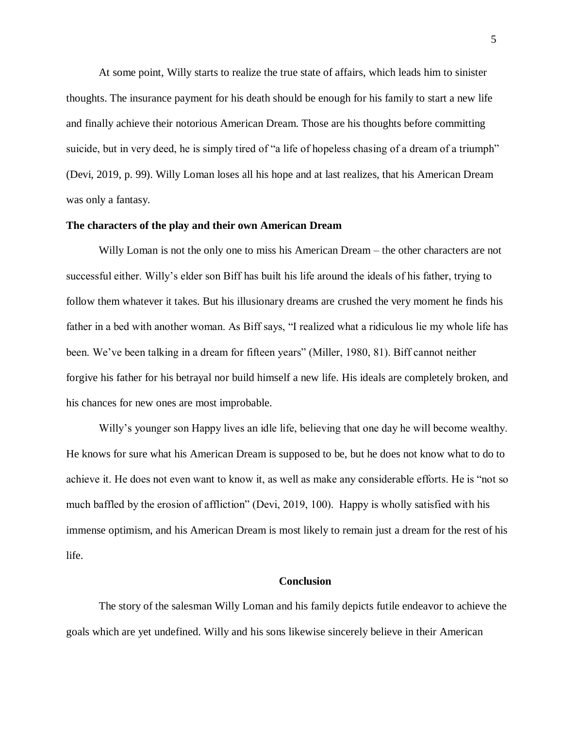At some point, Willy starts to realize the true state of affairs, which leads him to sinister thoughts. The insurance payment for his death should be enough for his family to start a new life and finally achieve their notorious American Dream. Those are his thoughts before committing suicide, but in very deed, he is simply tired of "a life of hopeless chasing of a dream of a triumph" (Devi, 2019, p. 99). Willy Loman loses all his hope and at last realizes, that his American Dream was only a fantasy.

**The characters of the play and their own American Dream**

Willy Loman is not the only one to miss his American Dream – the other characters are not successful either. Willy's elder son Biff has built his life around the ideals of his father, trying to follow them whatever it takes. But his illusionary dreams are crushed the very moment he finds his father in a bed with another woman. As Biff says, "I realized what a ridiculous lie my whole life has been. We've been talking in a dream for fifteen years" (Miller, 1980, 81). Biff cannot neither forgive his father for his betrayal nor build himself a new life. His ideals are completely broken, and his chances for new ones are most improbable.

Willy's younger son Happy lives an idle life, believing that one day he will become wealthy. He knows for sure what his American Dream is supposed to be, but he does not know what to do to achieve it. He does not even want to know it, as well as make any considerable efforts. He is "not so much baffled by the erosion of affliction" (Devi, 2019, 100). Happy is wholly satisfied with his immense optimism, and his American Dream is most likely to remain just a dream for the rest of his life.

## Conclusion

The story of the salesman Willy Loman and his family depicts futile endeavor to achieve the goals which are yet undefined. Willy and his sons likewise sincerely believe in their American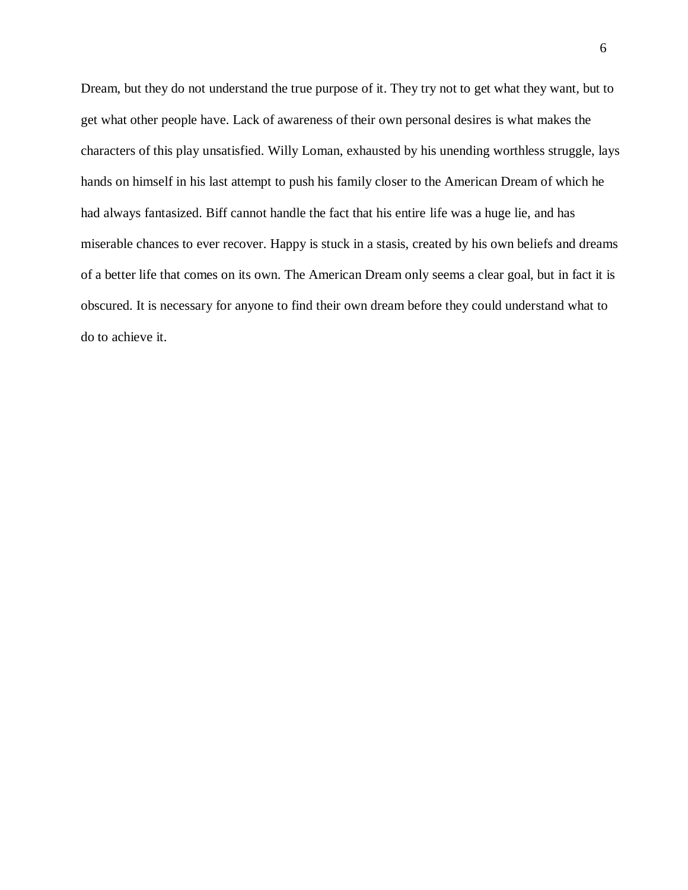Dream, but they do not understand the true purpose of it. They try not to get what they want, but to get what other people have. Lack of awareness of their own personal desires is what makes the characters of this play unsatisfied. Willy Loman, exhausted by his unending worthless struggle, lays hands on himself in his last attempt to push his family closer to the American Dream of which he had always fantasized. Biff cannot handle the fact that his entire life was a huge lie, and has miserable chances to ever recover. Happy is stuck in a stasis, created by his own beliefs and dreams of a better life that comes on its own. The American Dream only seems a clear goal, but in fact it is obscured. It is necessary for anyone to find their own dream before they could understand what to do to achieve it.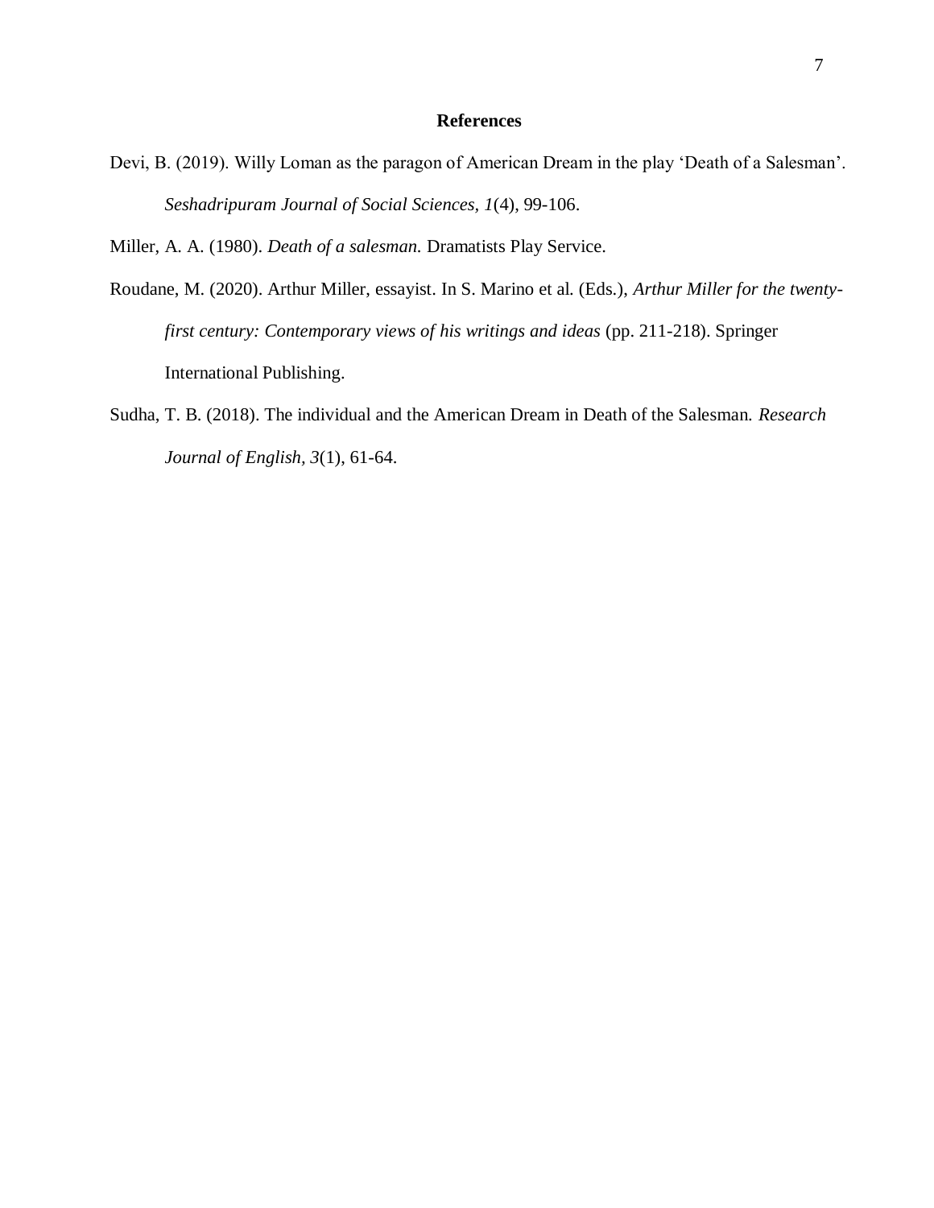# References

Devi, B. (2019). Willy Loman as the paragon of American Dream in the play 'Death of a Salesman'. *Seshadripuram Journal of Social Sciences*, *1*(4), 99-106.

Miller, A. A. (1980). *Death of a salesman.* Dramatists Play Service.

Roudane, M. (2020). Arthur Miller, essayist. In S. Marino et al. (Eds.), *Arthur Miller for the twenty-first century: Contemporary views of his writings and ideas* (pp. 211-218). Springer International Publishing.

Sudha, T. B. (2018). The individual and the American Dream in Death of the Salesman. *Research Journal of English*, *3*(1), 61-64.